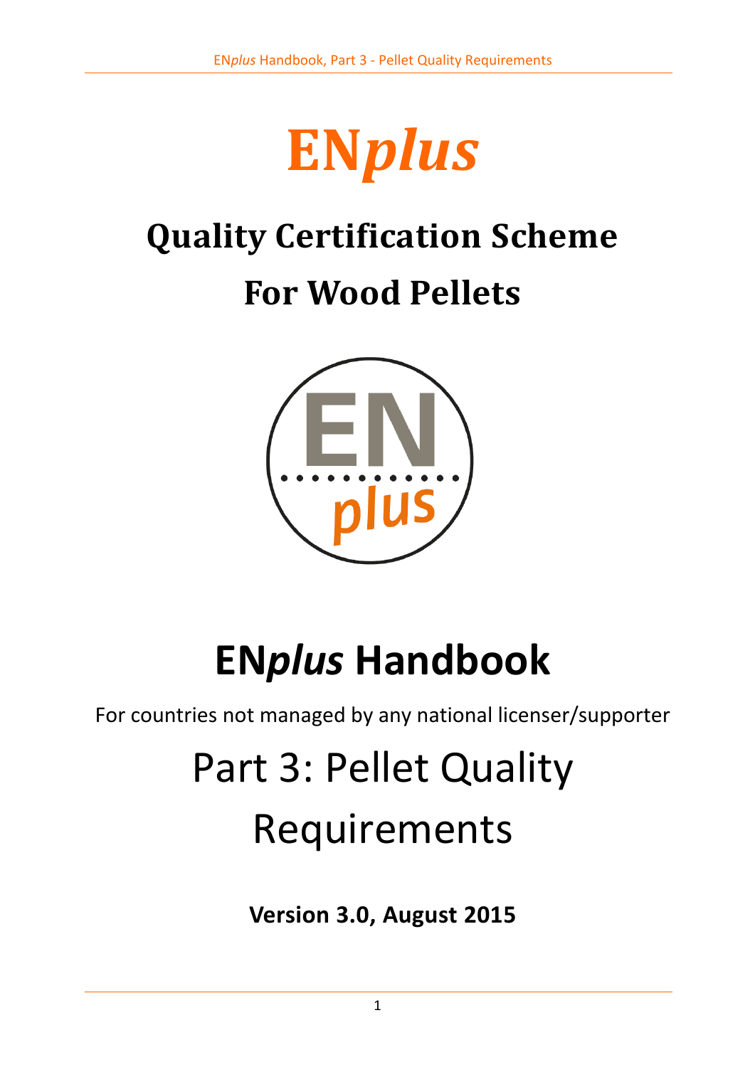# EN*plus*

## Quality Certification Scheme

## For Wood Pellets

# EN*plus* Handbook

For countries not managed by any national licenser/supporter

## Part 3: Pellet Quality Requirements

**Version 3.0, August 2015**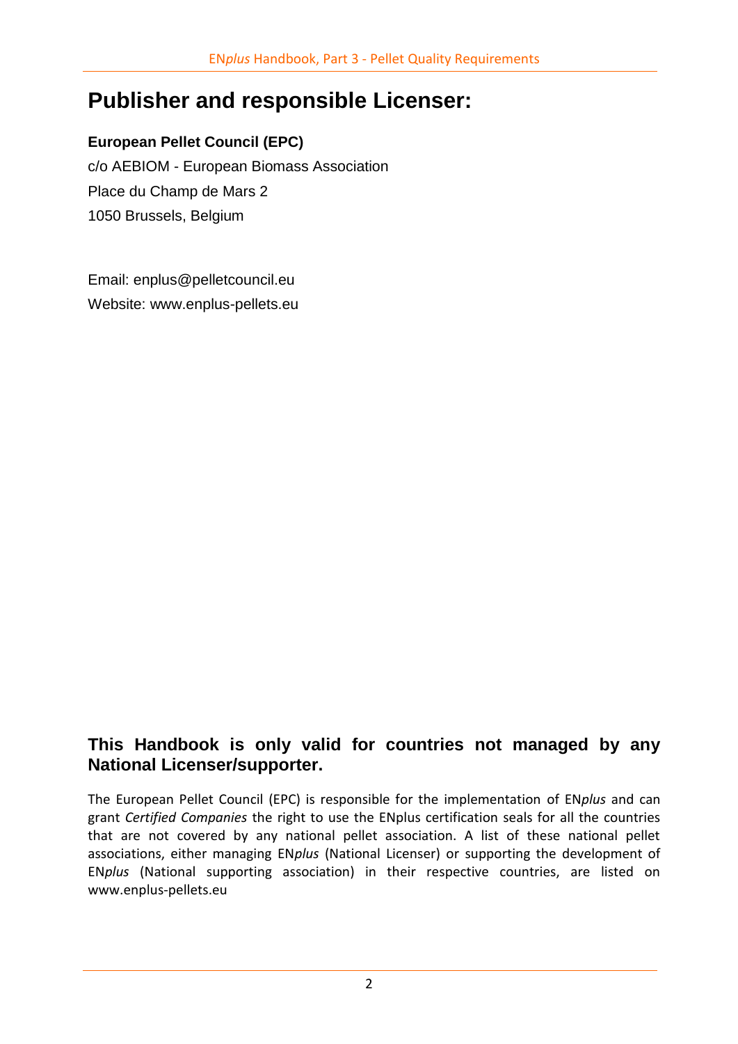# Publisher and responsible Licenser:

**European Pellet Council (EPC)**

c/o AEBIOM - European Biomass Association

Place du Champ de Mars 2

1050 Brussels, Belgium

Email: enplus@pelletcouncil.eu

Website: www.enplus-pellets.eu

## This Handbook is only valid for countries not managed by any National Licenser/supporter.

The European Pellet Council (EPC) is responsible for the implementation of EN*plus* and can grant *Certified Companies* the right to use the ENplus certification seals for all the countries that are not covered by any national pellet association. A list of these national pellet associations, either managing EN*plus* (National Licenser) or supporting the development of EN*plus* (National supporting association) in their respective countries, are listed on www.enplus-pellets.eu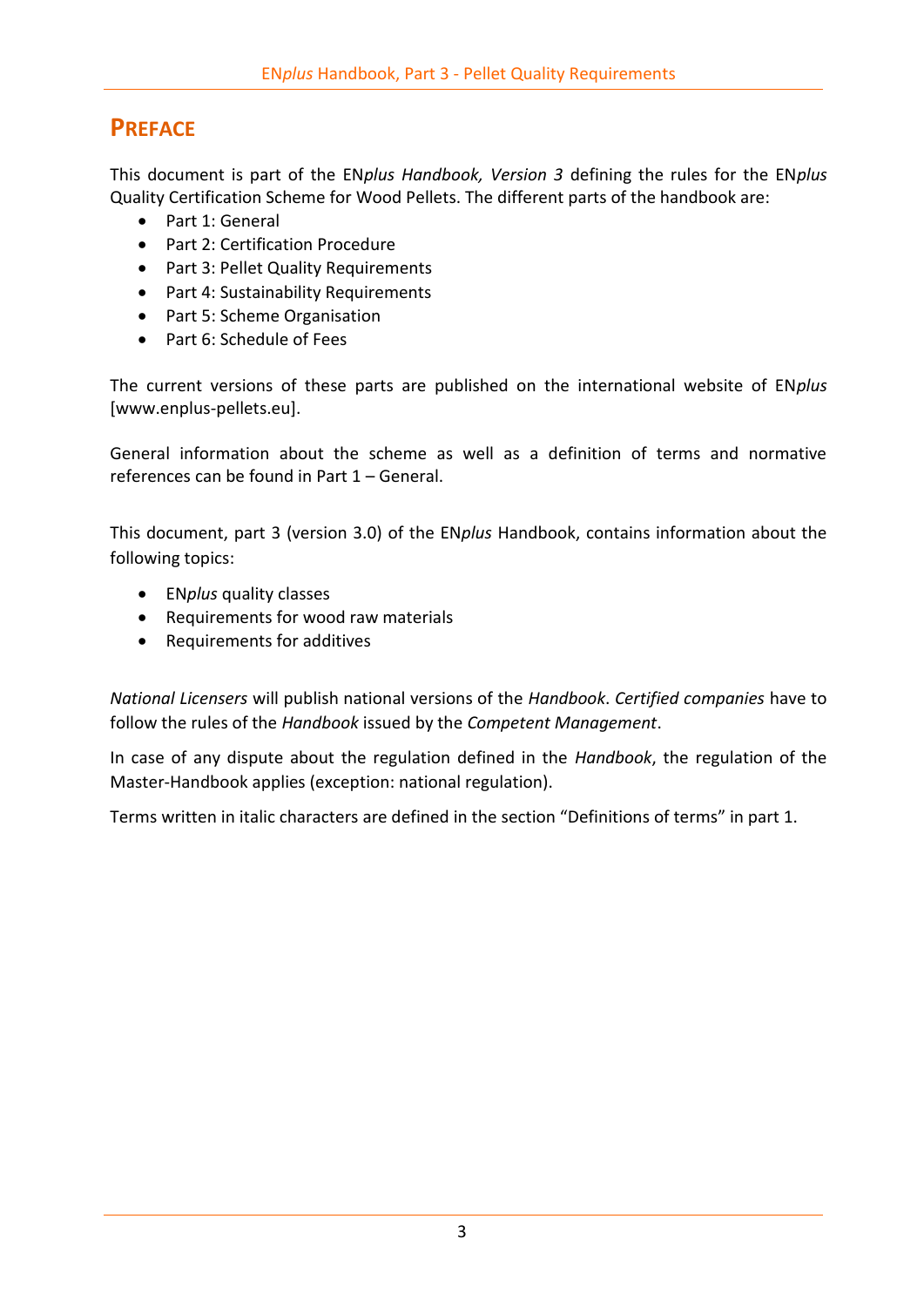# PREFACE

This document is part of the EN*plus Handbook, Version 3* defining the rules for the EN*plus* Quality Certification Scheme for Wood Pellets. The different parts of the handbook are:

- Part 1: General
- Part 2: Certification Procedure
- Part 3: Pellet Quality Requirements
- Part 4: Sustainability Requirements
- Part 5: Scheme Organisation
- Part 6: Schedule of Fees

The current versions of these parts are published on the international website of EN*plus* [www.enplus-pellets.eu].

General information about the scheme as well as a definition of terms and normative references can be found in Part 1 – General.

This document, part 3 (version 3.0) of the EN*plus* Handbook, contains information about the following topics:

- EN*plus* quality classes
- Requirements for wood raw materials
- Requirements for additives

*National Licensers* will publish national versions of the *Handbook*. *Certified companies* have to follow the rules of the *Handbook* issued by the *Competent Management*.

In case of any dispute about the regulation defined in the *Handbook*, the regulation of the Master-Handbook applies (exception: national regulation).

Terms written in italic characters are defined in the section "Definitions of terms" in part 1.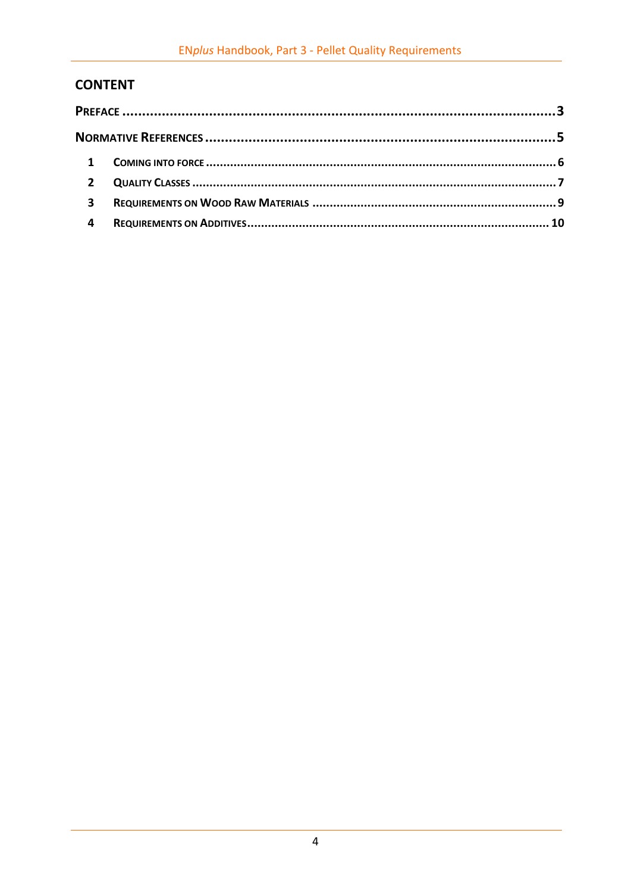## CONTENT

**PREFACE** ........................................................................................................ **3**

**NORMATIVE REFERENCES** ........................................................................................ **5**

1 **COMING INTO FORCE** ........................................................................................ **6**

2 **QUALITY CLASSES** ........................................................................................... **7**

3 **REQUIREMENTS ON WOOD RAW MATERIALS** ........................................................ **9**

4 **REQUIREMENTS ON ADDITIVES** ........................................................................ **10**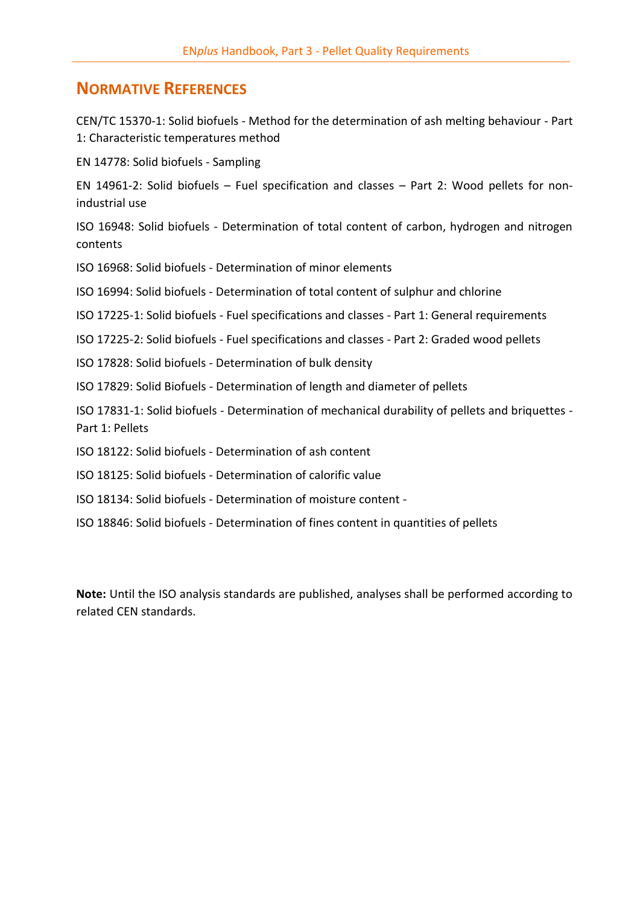# Normative References

CEN/TC 15370-1: Solid biofuels - Method for the determination of ash melting behaviour - Part 1: Characteristic temperatures method

EN 14778: Solid biofuels - Sampling

EN 14961-2: Solid biofuels – Fuel specification and classes – Part 2: Wood pellets for non-industrial use

ISO 16948: Solid biofuels - Determination of total content of carbon, hydrogen and nitrogen contents

ISO 16968: Solid biofuels - Determination of minor elements

ISO 16994: Solid biofuels - Determination of total content of sulphur and chlorine

ISO 17225-1: Solid biofuels - Fuel specifications and classes - Part 1: General requirements

ISO 17225-2: Solid biofuels - Fuel specifications and classes - Part 2: Graded wood pellets

ISO 17828: Solid biofuels - Determination of bulk density

ISO 17829: Solid Biofuels - Determination of length and diameter of pellets

ISO 17831-1: Solid biofuels - Determination of mechanical durability of pellets and briquettes - Part 1: Pellets

ISO 18122: Solid biofuels - Determination of ash content

ISO 18125: Solid biofuels - Determination of calorific value

ISO 18134: Solid biofuels - Determination of moisture content -

ISO 18846: Solid biofuels - Determination of fines content in quantities of pellets

**Note:** Until the ISO analysis standards are published, analyses shall be performed according to related CEN standards.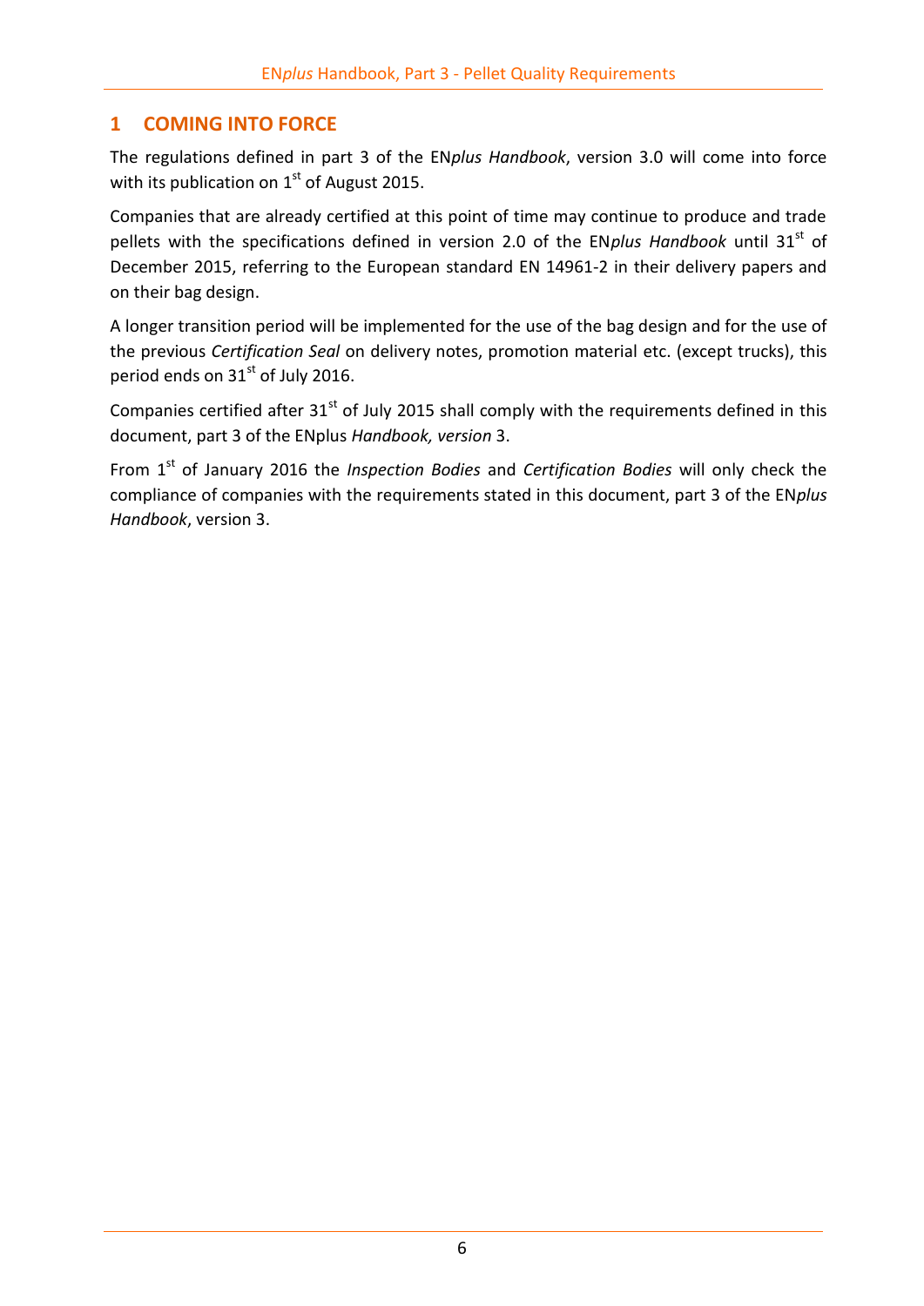# 1 COMING INTO FORCE

The regulations defined in part 3 of the EN*plus Handbook*, version 3.0 will come into force with its publication on 1st of August 2015.

Companies that are already certified at this point of time may continue to produce and trade pellets with the specifications defined in version 2.0 of the EN*plus Handbook* until 31st of December 2015, referring to the European standard EN 14961-2 in their delivery papers and on their bag design.

A longer transition period will be implemented for the use of the bag design and for the use of the previous *Certification Seal* on delivery notes, promotion material etc. (except trucks), this period ends on 31st of July 2016.

Companies certified after 31st of July 2015 shall comply with the requirements defined in this document, part 3 of the ENplus *Handbook, version* 3.

From 1st of January 2016 the *Inspection Bodies* and *Certification Bodies* will only check the compliance of companies with the requirements stated in this document, part 3 of the EN*plus Handbook*, version 3.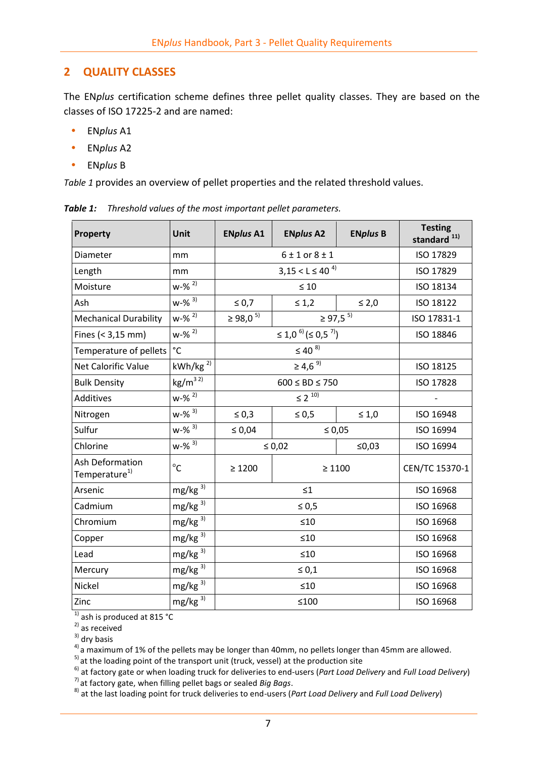## 2 QUALITY CLASSES

The EN*plus* certification scheme defines three pellet quality classes. They are based on the classes of ISO 17225-2 and are named:

- EN*plus* A1
- EN*plus* A2
- EN*plus* B

*Table 1* provides an overview of pellet properties and the related threshold values.

***Table 1:*** *Threshold values of the most important pellet parameters.*

| Property | Unit | EN*plus* A1 | EN*plus* A2 | EN*plus* B | Testing standard [11] |
|---|---|---|---|---|---|
| Diameter | mm | 6 ± 1 or 8 ± 1 | | | ISO 17829 |
| Length | mm | 3,15 < L ≤ 40 [4] | | | ISO 17829 |
| Moisture | w-% [2] | ≤ 10 | | | ISO 18134 |
| Ash | w-% [3] | ≤ 0,7 | ≤ 1,2 | ≤ 2,0 | ISO 18122 |
| Mechanical Durability | w-% [2] | ≥ 98,0 [5] | ≥ 97,5 [5] | | ISO 17831-1 |
| Fines (< 3,15 mm) | w-% [2] | ≤ 1,0 [6] (≤ 0,5 [7]) | | | ISO 18846 |
| Temperature of pellets | °C | ≤ 40 [8] | | | |
| Net Calorific Value | kWh/kg [2] | ≥ 4,6 [9] | | | ISO 18125 |
| Bulk Density | kg/m³ [2] | 600 ≤ BD ≤ 750 | | | ISO 17828 |
| Additives | w-% [2] | ≤ 2 [10] | | | - |
| Nitrogen | w-% [3] | ≤ 0,3 | ≤ 0,5 | ≤ 1,0 | ISO 16948 |
| Sulfur | w-% [3] | ≤ 0,04 | ≤ 0,05 | | ISO 16994 |
| Chlorine | w-% [3] | ≤ 0,02 | | ≤0,03 | ISO 16994 |
| Ash Deformation Temperature[1] | °C | ≥ 1200 | ≥ 1100 | | CEN/TC 15370-1 |
| Arsenic | mg/kg [3] | ≤1 | | | ISO 16968 |
| Cadmium | mg/kg [3] | ≤ 0,5 | | | ISO 16968 |
| Chromium | mg/kg [3] | ≤10 | | | ISO 16968 |
| Copper | mg/kg [3] | ≤10 | | | ISO 16968 |
| Lead | mg/kg [3] | ≤10 | | | ISO 16968 |
| Mercury | mg/kg [3] | ≤ 0,1 | | | ISO 16968 |
| Nickel | mg/kg [3] | ≤10 | | | ISO 16968 |
| Zinc | mg/kg [3] | ≤100 | | | ISO 16968 |

[1] ash is produced at 815 °C
[2] as received
[3] dry basis
[4] a maximum of 1% of the pellets may be longer than 40mm, no pellets longer than 45mm are allowed.
[5] at the loading point of the transport unit (truck, vessel) at the production site
[6] at factory gate or when loading truck for deliveries to end-users (*Part Load Delivery* and *Full Load Delivery*)
[7] at factory gate, when filling pellet bags or sealed *Big Bags*.
[8] at the last loading point for truck deliveries to end-users (*Part Load Delivery* and *Full Load Delivery*)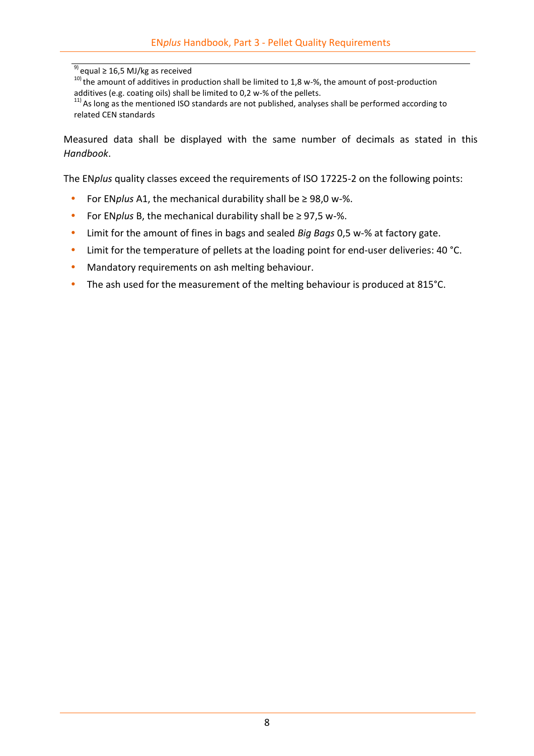[9] equal ≥ 16,5 MJ/kg as received

[10] the amount of additives in production shall be limited to 1,8 w-%, the amount of post-production additives (e.g. coating oils) shall be limited to 0,2 w-% of the pellets.

[11] As long as the mentioned ISO standards are not published, analyses shall be performed according to related CEN standards

Measured data shall be displayed with the same number of decimals as stated in this *Handbook*.

The EN*plus* quality classes exceed the requirements of ISO 17225-2 on the following points:

- For EN*plus* A1, the mechanical durability shall be ≥ 98,0 w-%.
- For EN*plus* B, the mechanical durability shall be ≥ 97,5 w-%.
- Limit for the amount of fines in bags and sealed *Big Bags* 0,5 w-% at factory gate.
- Limit for the temperature of pellets at the loading point for end-user deliveries: 40 °C.
- Mandatory requirements on ash melting behaviour.
- The ash used for the measurement of the melting behaviour is produced at 815°C.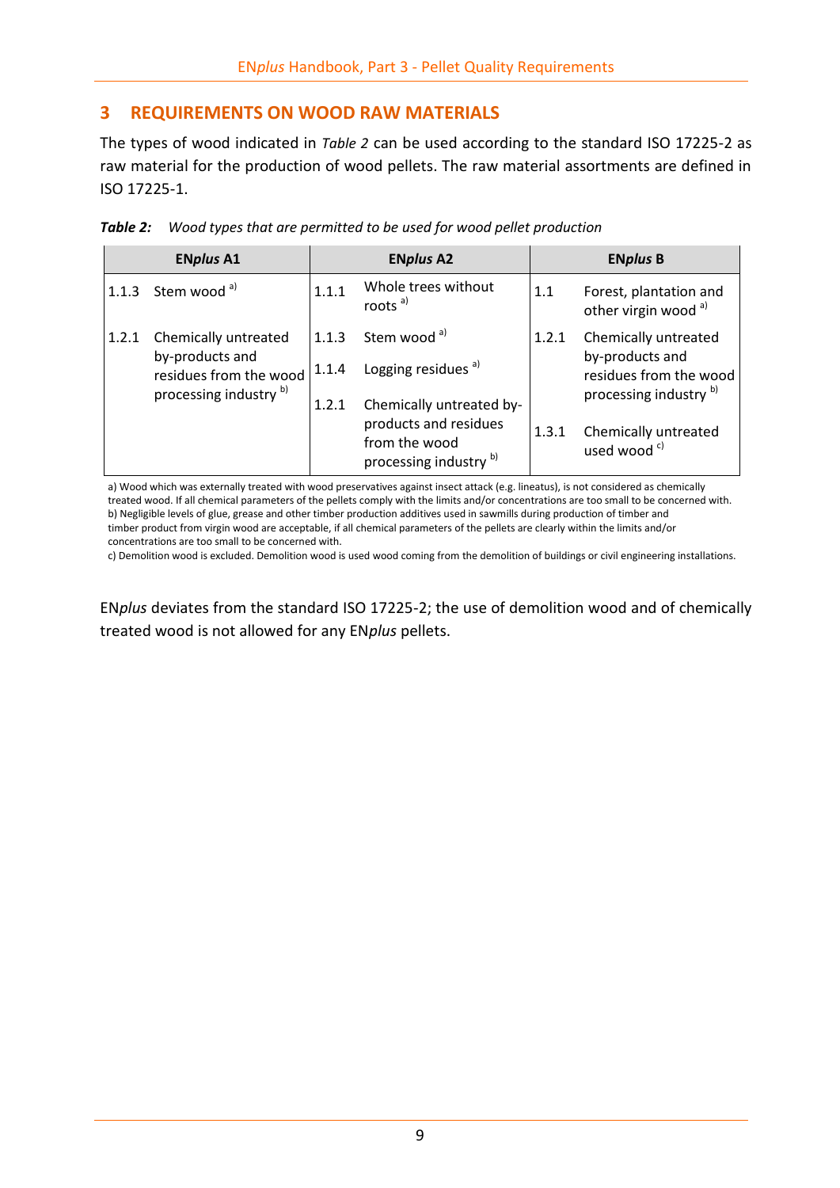## 3 REQUIREMENTS ON WOOD RAW MATERIALS

The types of wood indicated in *Table 2* can be used according to the standard ISO 17225-2 as raw material for the production of wood pellets. The raw material assortments are defined in ISO 17225-1.

***Table 2:*** *Wood types that are permitted to be used for wood pellet production*

| EN*plus* A1 | | EN*plus* A2 | | EN*plus* B | |
|---|---|---|---|---|---|
| 1.1.3 | Stem wood [a)] | 1.1.1 | Whole trees without roots [a)] | 1.1 | Forest, plantation and other virgin wood [a)] |
| 1.2.1 | Chemically untreated by-products and residues from the wood processing industry [b)] | 1.1.3 | Stem wood [a)] | 1.2.1 | Chemically untreated by-products and residues from the wood processing industry [b)] |
| | | 1.1.4 | Logging residues [a)] | | |
| | | 1.2.1 | Chemically untreated by-products and residues from the wood processing industry [b)] | 1.3.1 | Chemically untreated used wood [c)] |

a) Wood which was externally treated with wood preservatives against insect attack (e.g. lineatus), is not considered as chemically treated wood. If all chemical parameters of the pellets comply with the limits and/or concentrations are too small to be concerned with.
b) Negligible levels of glue, grease and other timber production additives used in sawmills during production of timber and timber product from virgin wood are acceptable, if all chemical parameters of the pellets are clearly within the limits and/or concentrations are too small to be concerned with.
c) Demolition wood is excluded. Demolition wood is used wood coming from the demolition of buildings or civil engineering installations.

EN*plus* deviates from the standard ISO 17225-2; the use of demolition wood and of chemically treated wood is not allowed for any EN*plus* pellets.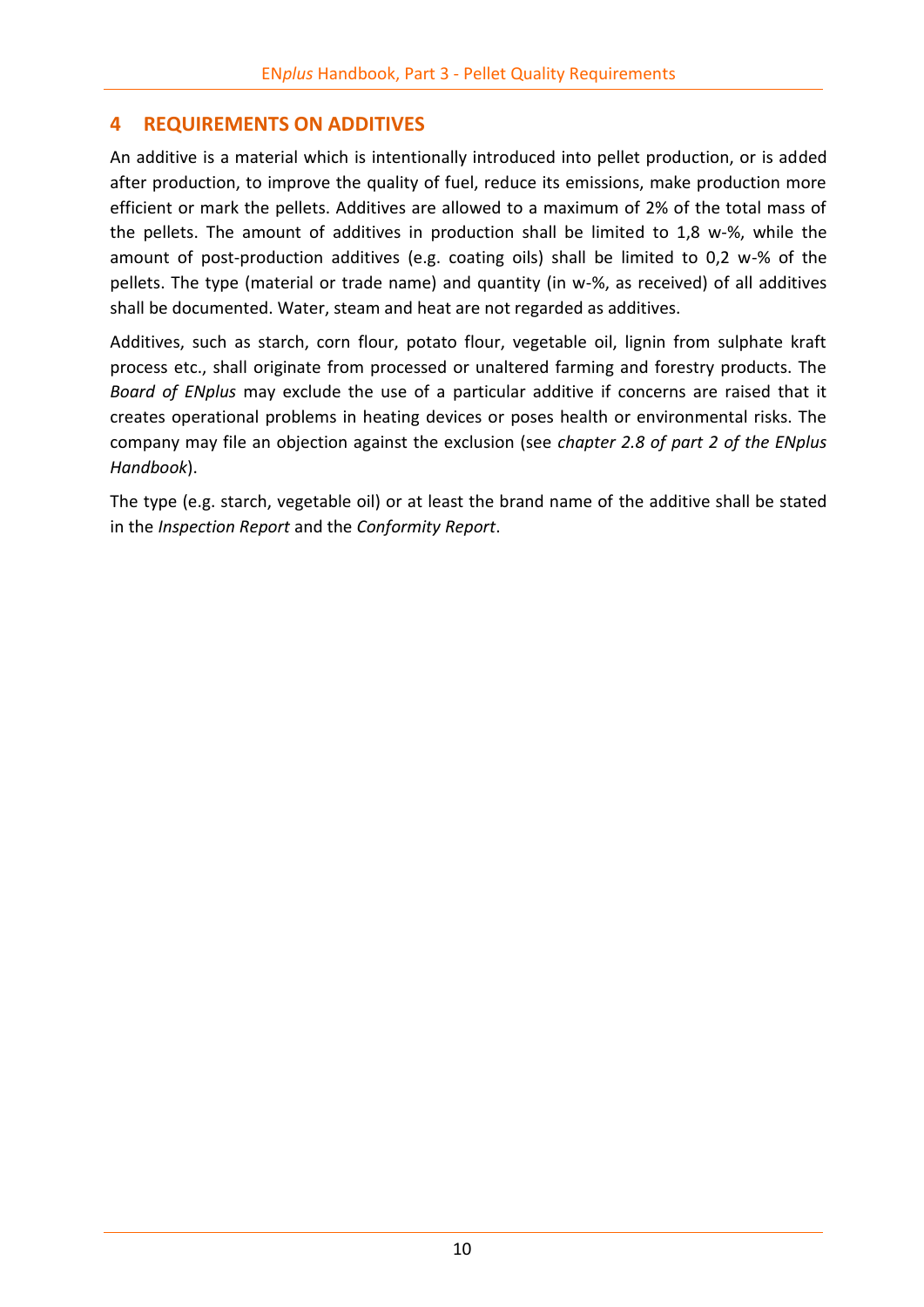# 4 REQUIREMENTS ON ADDITIVES

An additive is a material which is intentionally introduced into pellet production, or is added after production, to improve the quality of fuel, reduce its emissions, make production more efficient or mark the pellets. Additives are allowed to a maximum of 2% of the total mass of the pellets. The amount of additives in production shall be limited to 1,8 w-%, while the amount of post-production additives (e.g. coating oils) shall be limited to 0,2 w-% of the pellets. The type (material or trade name) and quantity (in w-%, as received) of all additives shall be documented. Water, steam and heat are not regarded as additives.

Additives, such as starch, corn flour, potato flour, vegetable oil, lignin from sulphate kraft process etc., shall originate from processed or unaltered farming and forestry products. The *Board of ENplus* may exclude the use of a particular additive if concerns are raised that it creates operational problems in heating devices or poses health or environmental risks. The company may file an objection against the exclusion (see *chapter 2.8 of part 2 of the ENplus Handbook*).

The type (e.g. starch, vegetable oil) or at least the brand name of the additive shall be stated in the *Inspection Report* and the *Conformity Report*.